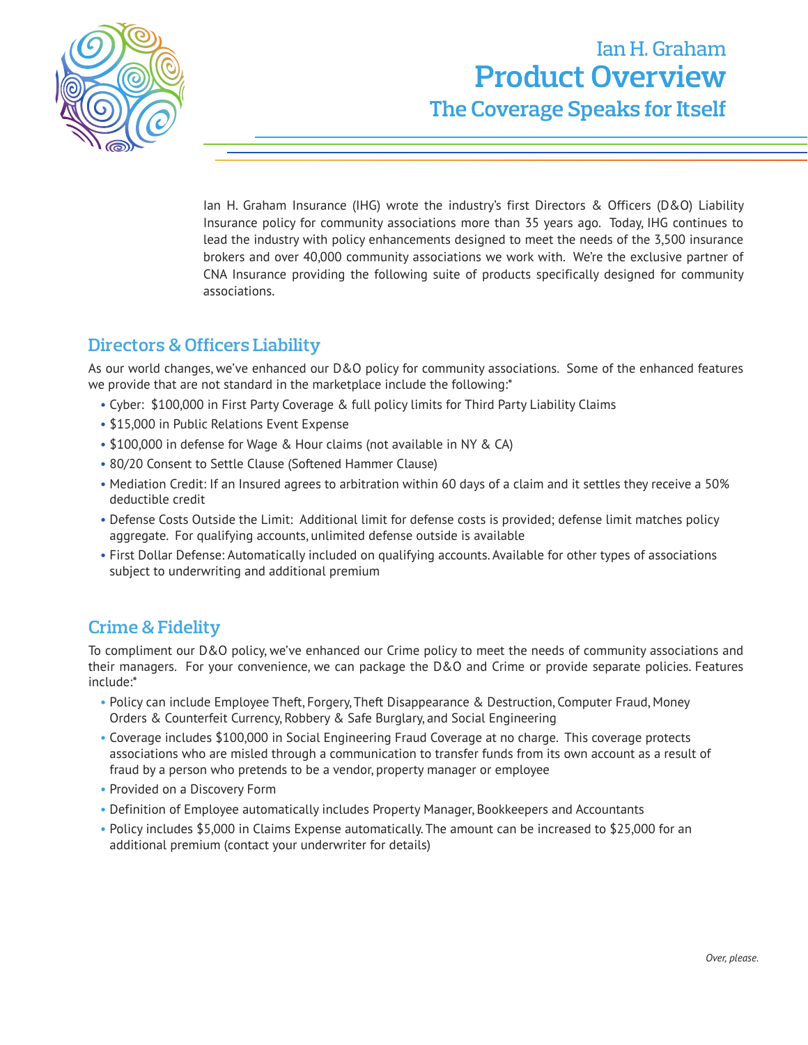# Ian H. Graham Product Overview

## The Coverage Speaks for Itself

Ian H. Graham Insurance (IHG) wrote the industry's first Directors & Officers (D&O) Liability Insurance policy for community associations more than 35 years ago. Today, IHG continues to lead the industry with policy enhancements designed to meet the needs of the 3,500 insurance brokers and over 40,000 community associations we work with. We're the exclusive partner of CNA Insurance providing the following suite of products specifically designed for community associations.

## Directors & Officers Liability

As our world changes, we've enhanced our D&O policy for community associations. Some of the enhanced features we provide that are not standard in the marketplace include the following:*

- Cyber: $100,000 in First Party Coverage & full policy limits for Third Party Liability Claims
- $15,000 in Public Relations Event Expense
- $100,000 in defense for Wage & Hour claims (not available in NY & CA)
- 80/20 Consent to Settle Clause (Softened Hammer Clause)
- Mediation Credit: If an Insured agrees to arbitration within 60 days of a claim and it settles they receive a 50% deductible credit
- Defense Costs Outside the Limit: Additional limit for defense costs is provided; defense limit matches policy aggregate. For qualifying accounts, unlimited defense outside is available
- First Dollar Defense: Automatically included on qualifying accounts. Available for other types of associations subject to underwriting and additional premium

## Crime & Fidelity

To compliment our D&O policy, we've enhanced our Crime policy to meet the needs of community associations and their managers. For your convenience, we can package the D&O and Crime or provide separate policies. Features include:*

- Policy can include Employee Theft, Forgery, Theft Disappearance & Destruction, Computer Fraud, Money Orders & Counterfeit Currency, Robbery & Safe Burglary, and Social Engineering
- Coverage includes $100,000 in Social Engineering Fraud Coverage at no charge. This coverage protects associations who are misled through a communication to transfer funds from its own account as a result of fraud by a person who pretends to be a vendor, property manager or employee
- Provided on a Discovery Form
- Definition of Employee automatically includes Property Manager, Bookkeepers and Accountants
- Policy includes $5,000 in Claims Expense automatically. The amount can be increased to $25,000 for an additional premium (contact your underwriter for details)

*Over, please.*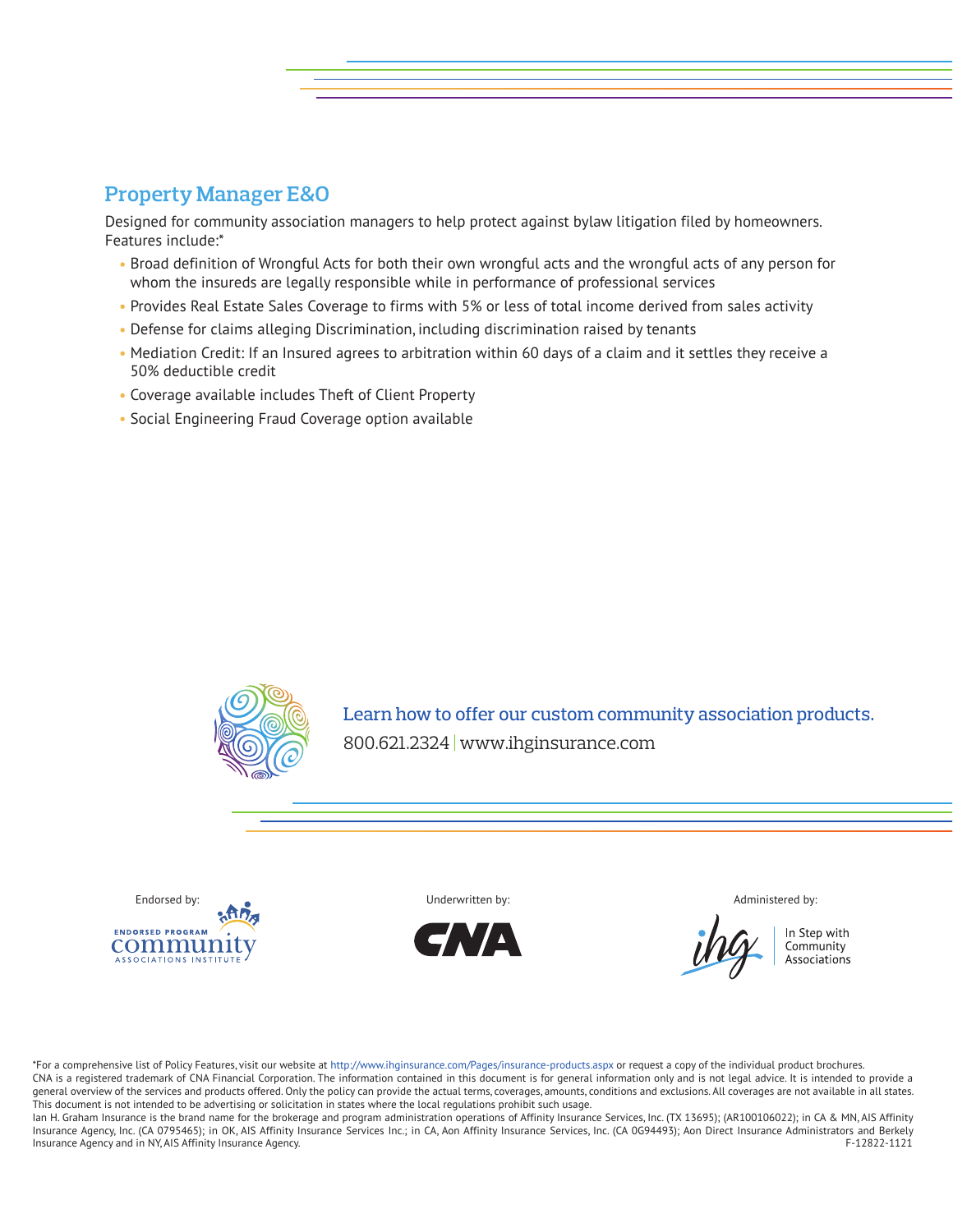## Property Manager E&O

Designed for community association managers to help protect against bylaw litigation filed by homeowners. Features include:*

- Broad definition of Wrongful Acts for both their own wrongful acts and the wrongful acts of any person for whom the insureds are legally responsible while in performance of professional services
- Provides Real Estate Sales Coverage to firms with 5% or less of total income derived from sales activity
- Defense for claims alleging Discrimination, including discrimination raised by tenants
- Mediation Credit: If an Insured agrees to arbitration within 60 days of a claim and it settles they receive a 50% deductible credit
- Coverage available includes Theft of Client Property
- Social Engineering Fraud Coverage option available

Learn how to offer our custom community association products.

800.621.2324 | www.ihginsurance.com

Endorsed by: ENDORSED PROGRAM community ASSOCIATIONS INSTITUTE

Underwritten by: CNA

Administered by: ihg In Step with Community Associations

*For a comprehensive list of Policy Features, visit our website at http://www.ihginsurance.com/Pages/insurance-products.aspx or request a copy of the individual product brochures.
CNA is a registered trademark of CNA Financial Corporation. The information contained in this document is for general information only and is not legal advice. It is intended to provide a general overview of the services and products offered. Only the policy can provide the actual terms, coverages, amounts, conditions and exclusions. All coverages are not available in all states. This document is not intended to be advertising or solicitation in states where the local regulations prohibit such usage.
Ian H. Graham Insurance is the brand name for the brokerage and program administration operations of Affinity Insurance Services, Inc. (TX 13695); (AR100106022); in CA & MN, AIS Affinity Insurance Agency, Inc. (CA 0795465); in OK, AIS Affinity Insurance Services Inc.; in CA, Aon Affinity Insurance Services, Inc. (CA 0G94493); Aon Direct Insurance Administrators and Berkely Insurance Agency and in NY, AIS Affinity Insurance Agency. F-12822-1121